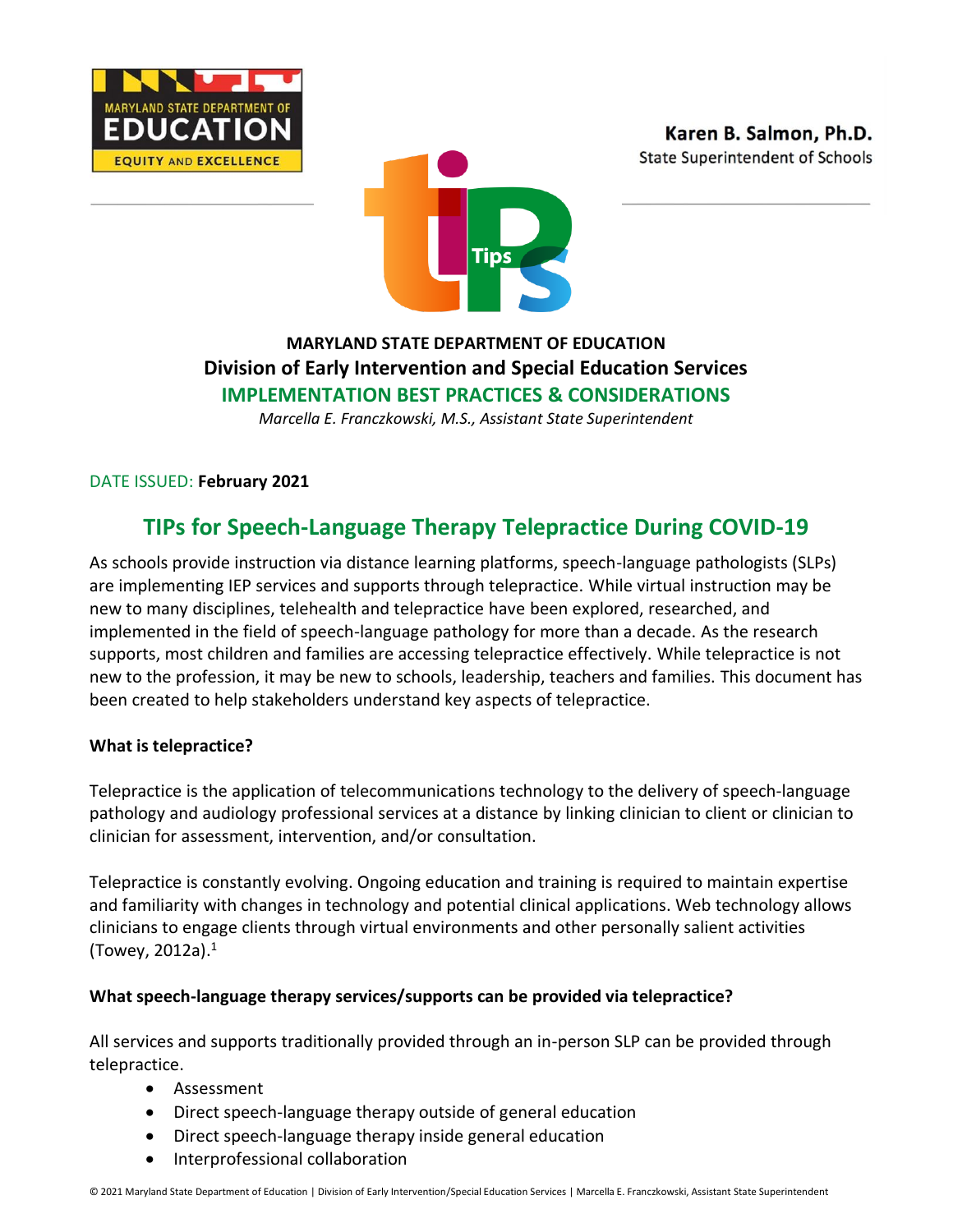MARYLAND STATE DEPARTMENT OF EDUCATION

EQUITY AND EXCELLENCE

**Karen B. Salmon, Ph.D.**
State Superintendent of Schools

**MARYLAND STATE DEPARTMENT OF EDUCATION**
**Division of Early Intervention and Special Education Services**
**IMPLEMENTATION BEST PRACTICES & CONSIDERATIONS**
*Marcella E. Franczkowski, M.S., Assistant State Superintendent*

DATE ISSUED: **February 2021**

# TIPs for Speech-Language Therapy Telepractice During COVID-19

As schools provide instruction via distance learning platforms, speech-language pathologists (SLPs) are implementing IEP services and supports through telepractice. While virtual instruction may be new to many disciplines, telehealth and telepractice have been explored, researched, and implemented in the field of speech-language pathology for more than a decade. As the research supports, most children and families are accessing telepractice effectively. While telepractice is not new to the profession, it may be new to schools, leadership, teachers and families. This document has been created to help stakeholders understand key aspects of telepractice.

**What is telepractice?**

Telepractice is the application of telecommunications technology to the delivery of speech-language pathology and audiology professional services at a distance by linking clinician to client or clinician to clinician for assessment, intervention, and/or consultation.

Telepractice is constantly evolving. Ongoing education and training is required to maintain expertise and familiarity with changes in technology and potential clinical applications. Web technology allows clinicians to engage clients through virtual environments and other personally salient activities (Towey, 2012a).[1]

**What speech-language therapy services/supports can be provided via telepractice?**

All services and supports traditionally provided through an in-person SLP can be provided through telepractice.

- Assessment
- Direct speech-language therapy outside of general education
- Direct speech-language therapy inside general education
- Interprofessional collaboration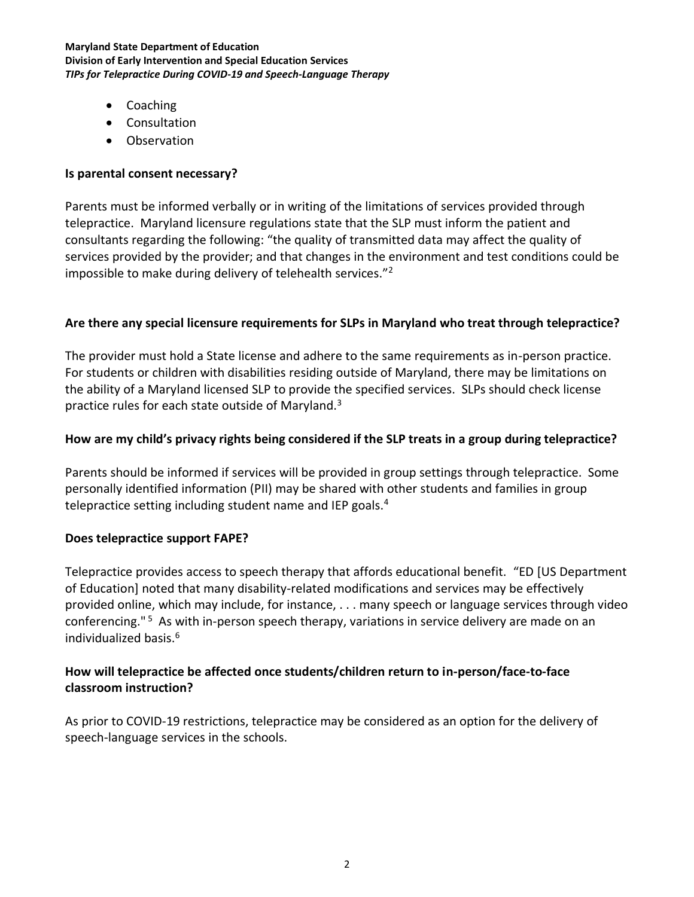- Coaching
- Consultation
- Observation

**Is parental consent necessary?**

Parents must be informed verbally or in writing of the limitations of services provided through telepractice. Maryland licensure regulations state that the SLP must inform the patient and consultants regarding the following: "the quality of transmitted data may affect the quality of services provided by the provider; and that changes in the environment and test conditions could be impossible to make during delivery of telehealth services."[2]

**Are there any special licensure requirements for SLPs in Maryland who treat through telepractice?**

The provider must hold a State license and adhere to the same requirements as in-person practice. For students or children with disabilities residing outside of Maryland, there may be limitations on the ability of a Maryland licensed SLP to provide the specified services. SLPs should check license practice rules for each state outside of Maryland.[3]

**How are my child's privacy rights being considered if the SLP treats in a group during telepractice?**

Parents should be informed if services will be provided in group settings through telepractice. Some personally identified information (PII) may be shared with other students and families in group telepractice setting including student name and IEP goals.[4]

**Does telepractice support FAPE?**

Telepractice provides access to speech therapy that affords educational benefit. "ED [US Department of Education] noted that many disability-related modifications and services may be effectively provided online, which may include, for instance, . . . many speech or language services through video conferencing."[5] As with in-person speech therapy, variations in service delivery are made on an individualized basis.[6]

**How will telepractice be affected once students/children return to in-person/face-to-face classroom instruction?**

As prior to COVID-19 restrictions, telepractice may be considered as an option for the delivery of speech-language services in the schools.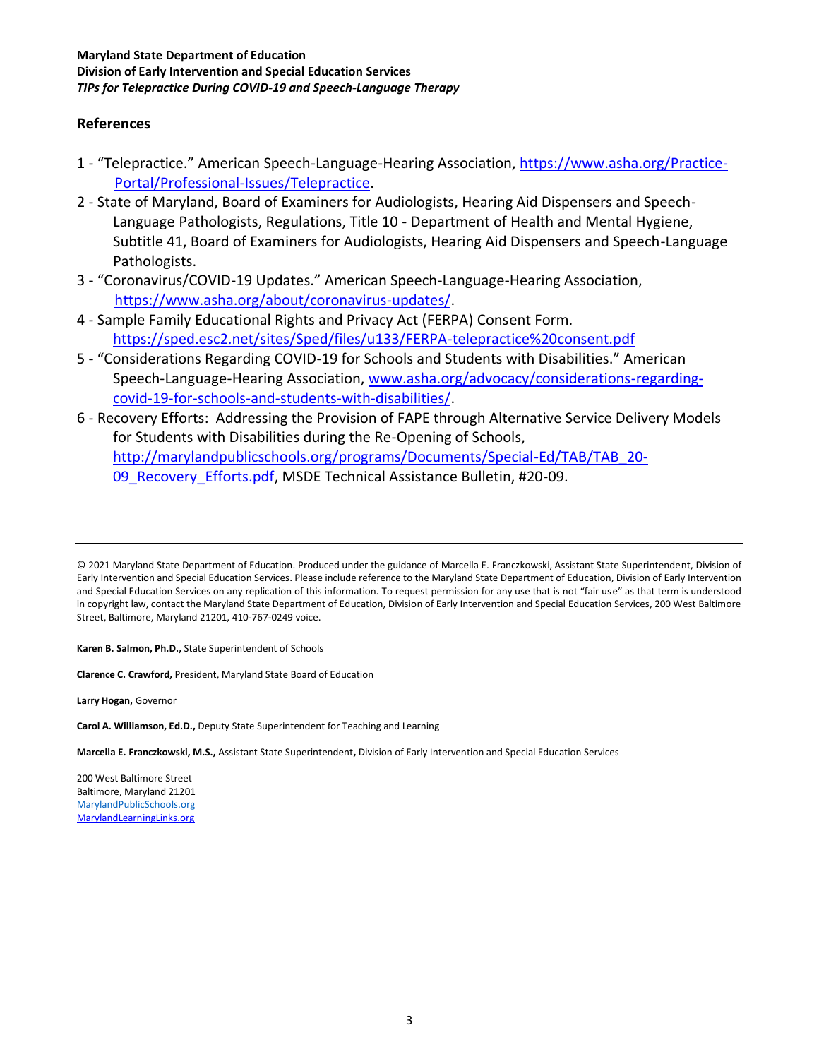## References

1 - "Telepractice." American Speech-Language-Hearing Association, [https://www.asha.org/Practice-Portal/Professional-Issues/Telepractice](https://www.asha.org/Practice-Portal/Professional-Issues/Telepractice).

2 - State of Maryland, Board of Examiners for Audiologists, Hearing Aid Dispensers and Speech-Language Pathologists, Regulations, Title 10 - Department of Health and Mental Hygiene, Subtitle 41, Board of Examiners for Audiologists, Hearing Aid Dispensers and Speech-Language Pathologists.

3 - "Coronavirus/COVID-19 Updates." American Speech-Language-Hearing Association, [https://www.asha.org/about/coronavirus-updates/](https://www.asha.org/about/coronavirus-updates/).

4 - Sample Family Educational Rights and Privacy Act (FERPA) Consent Form. [https://sped.esc2.net/sites/Sped/files/u133/FERPA-telepractice%20consent.pdf](https://sped.esc2.net/sites/Sped/files/u133/FERPA-telepractice%20consent.pdf)

5 - "Considerations Regarding COVID-19 for Schools and Students with Disabilities." American Speech-Language-Hearing Association, [www.asha.org/advocacy/considerations-regarding-covid-19-for-schools-and-students-with-disabilities/](www.asha.org/advocacy/considerations-regarding-covid-19-for-schools-and-students-with-disabilities/).

6 - Recovery Efforts: Addressing the Provision of FAPE through Alternative Service Delivery Models for Students with Disabilities during the Re-Opening of Schools, [http://marylandpublicschools.org/programs/Documents/Special-Ed/TAB/TAB_20-09_Recovery_Efforts.pdf](http://marylandpublicschools.org/programs/Documents/Special-Ed/TAB/TAB_20-09_Recovery_Efforts.pdf), MSDE Technical Assistance Bulletin, #20-09.

---

© 2021 Maryland State Department of Education. Produced under the guidance of Marcella E. Franczkowski, Assistant State Superintendent, Division of Early Intervention and Special Education Services. Please include reference to the Maryland State Department of Education, Division of Early Intervention and Special Education Services on any replication of this information. To request permission for any use that is not "fair use" as that term is understood in copyright law, contact the Maryland State Department of Education, Division of Early Intervention and Special Education Services, 200 West Baltimore Street, Baltimore, Maryland 21201, 410-767-0249 voice.

**Karen B. Salmon, Ph.D.,** State Superintendent of Schools

**Clarence C. Crawford,** President, Maryland State Board of Education

**Larry Hogan,** Governor

**Carol A. Williamson, Ed.D.,** Deputy State Superintendent for Teaching and Learning

**Marcella E. Franczkowski, M.S.,** Assistant State Superintendent**,** Division of Early Intervention and Special Education Services

200 West Baltimore Street
Baltimore, Maryland 21201
[MarylandPublicSchools.org](MarylandPublicSchools.org)
[MarylandLearningLinks.org](MarylandLearningLinks.org)